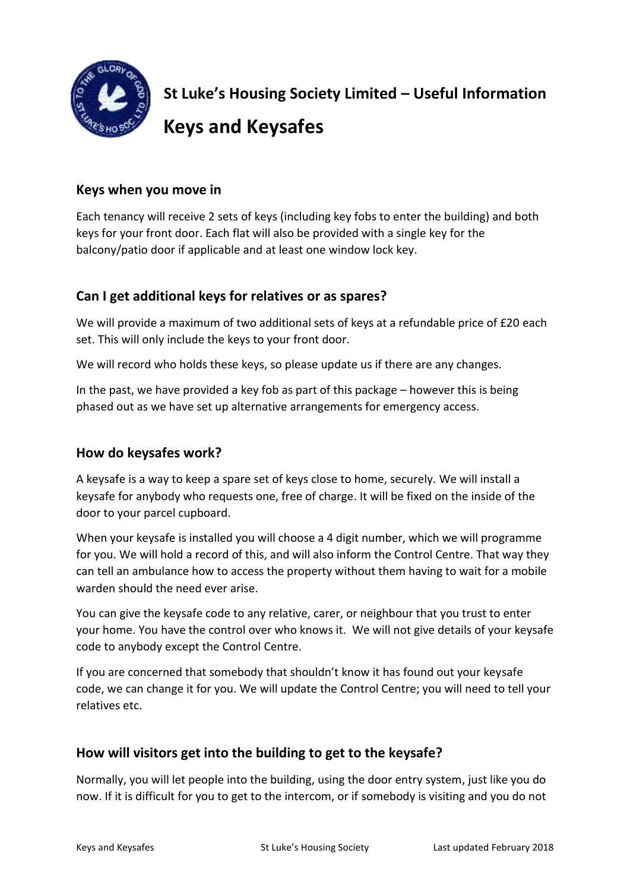# St Luke's Housing Society Limited – Useful Information

# Keys and Keysafes

## Keys when you move in

Each tenancy will receive 2 sets of keys (including key fobs to enter the building) and both keys for your front door. Each flat will also be provided with a single key for the balcony/patio door if applicable and at least one window lock key.

## Can I get additional keys for relatives or as spares?

We will provide a maximum of two additional sets of keys at a refundable price of £20 each set. This will only include the keys to your front door.

We will record who holds these keys, so please update us if there are any changes.

In the past, we have provided a key fob as part of this package – however this is being phased out as we have set up alternative arrangements for emergency access.

## How do keysafes work?

A keysafe is a way to keep a spare set of keys close to home, securely. We will install a keysafe for anybody who requests one, free of charge. It will be fixed on the inside of the door to your parcel cupboard.

When your keysafe is installed you will choose a 4 digit number, which we will programme for you. We will hold a record of this, and will also inform the Control Centre. That way they can tell an ambulance how to access the property without them having to wait for a mobile warden should the need ever arise.

You can give the keysafe code to any relative, carer, or neighbour that you trust to enter your home. You have the control over who knows it. We will not give details of your keysafe code to anybody except the Control Centre.

If you are concerned that somebody that shouldn't know it has found out your keysafe code, we can change it for you. We will update the Control Centre; you will need to tell your relatives etc.

## How will visitors get into the building to get to the keysafe?

Normally, you will let people into the building, using the door entry system, just like you do now. If it is difficult for you to get to the intercom, or if somebody is visiting and you do not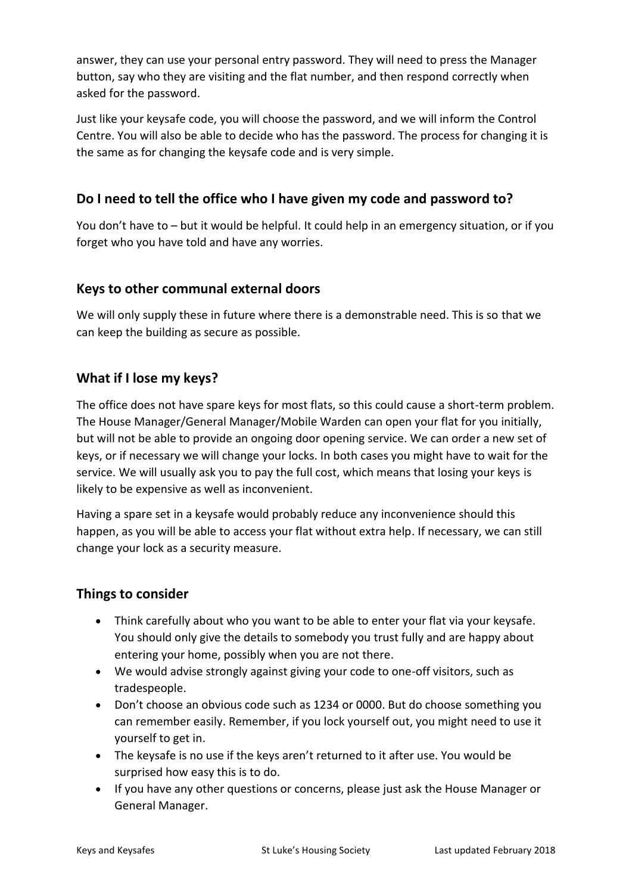answer, they can use your personal entry password. They will need to press the Manager button, say who they are visiting and the flat number, and then respond correctly when asked for the password.

Just like your keysafe code, you will choose the password, and we will inform the Control Centre. You will also be able to decide who has the password. The process for changing it is the same as for changing the keysafe code and is very simple.

## Do I need to tell the office who I have given my code and password to?

You don't have to – but it would be helpful. It could help in an emergency situation, or if you forget who you have told and have any worries.

## Keys to other communal external doors

We will only supply these in future where there is a demonstrable need. This is so that we can keep the building as secure as possible.

## What if I lose my keys?

The office does not have spare keys for most flats, so this could cause a short-term problem. The House Manager/General Manager/Mobile Warden can open your flat for you initially, but will not be able to provide an ongoing door opening service. We can order a new set of keys, or if necessary we will change your locks. In both cases you might have to wait for the service. We will usually ask you to pay the full cost, which means that losing your keys is likely to be expensive as well as inconvenient.

Having a spare set in a keysafe would probably reduce any inconvenience should this happen, as you will be able to access your flat without extra help. If necessary, we can still change your lock as a security measure.

## Things to consider

- Think carefully about who you want to be able to enter your flat via your keysafe. You should only give the details to somebody you trust fully and are happy about entering your home, possibly when you are not there.
- We would advise strongly against giving your code to one-off visitors, such as tradespeople.
- Don't choose an obvious code such as 1234 or 0000. But do choose something you can remember easily. Remember, if you lock yourself out, you might need to use it yourself to get in.
- The keysafe is no use if the keys aren't returned to it after use. You would be surprised how easy this is to do.
- If you have any other questions or concerns, please just ask the House Manager or General Manager.